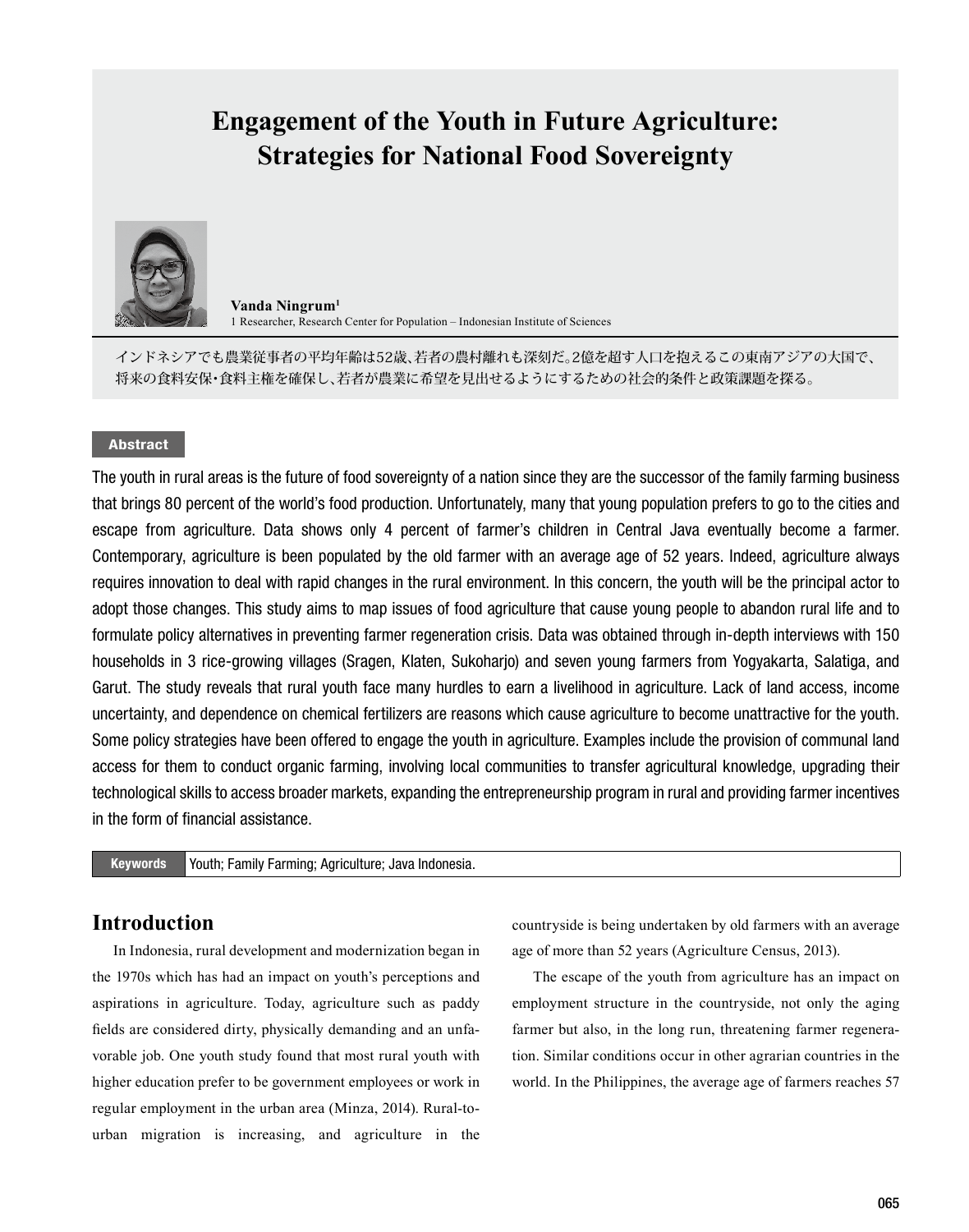# Engagement of the Youth in Future Agriculture: Strategies for National Food Sovereignty

**Vanda Ningrum**[1]

1 Researcher, Research Center for Population – Indonesian Institute of Sciences

インドネシアでも農業従事者の平均年齢は52歳、若者の農村離れも深刻だ。2億を超す人口を抱えるこの東南アジアの大国で、将来の食料安保・食料主権を確保し、若者が農業に希望を見出せるようにするための社会的条件と政策課題を探る。

**Abstract**

The youth in rural areas is the future of food sovereignty of a nation since they are the successor of the family farming business that brings 80 percent of the world's food production. Unfortunately, many that young population prefers to go to the cities and escape from agriculture. Data shows only 4 percent of farmer's children in Central Java eventually become a farmer. Contemporary, agriculture is been populated by the old farmer with an average age of 52 years. Indeed, agriculture always requires innovation to deal with rapid changes in the rural environment. In this concern, the youth will be the principal actor to adopt those changes. This study aims to map issues of food agriculture that cause young people to abandon rural life and to formulate policy alternatives in preventing farmer regeneration crisis. Data was obtained through in-depth interviews with 150 households in 3 rice-growing villages (Sragen, Klaten, Sukoharjo) and seven young farmers from Yogyakarta, Salatiga, and Garut. The study reveals that rural youth face many hurdles to earn a livelihood in agriculture. Lack of land access, income uncertainty, and dependence on chemical fertilizers are reasons which cause agriculture to become unattractive for the youth. Some policy strategies have been offered to engage the youth in agriculture. Examples include the provision of communal land access for them to conduct organic farming, involving local communities to transfer agricultural knowledge, upgrading their technological skills to access broader markets, expanding the entrepreneurship program in rural and providing farmer incentives in the form of financial assistance.

**Keywords** Youth; Family Farming; Agriculture; Java Indonesia.

## Introduction

In Indonesia, rural development and modernization began in the 1970s which has had an impact on youth's perceptions and aspirations in agriculture. Today, agriculture such as paddy fields are considered dirty, physically demanding and an unfavorable job. One youth study found that most rural youth with higher education prefer to be government employees or work in regular employment in the urban area (Minza, 2014). Rural-to-urban migration is increasing, and agriculture in the countryside is being undertaken by old farmers with an average age of more than 52 years (Agriculture Census, 2013).

The escape of the youth from agriculture has an impact on employment structure in the countryside, not only the aging farmer but also, in the long run, threatening farmer regeneration. Similar conditions occur in other agrarian countries in the world. In the Philippines, the average age of farmers reaches 57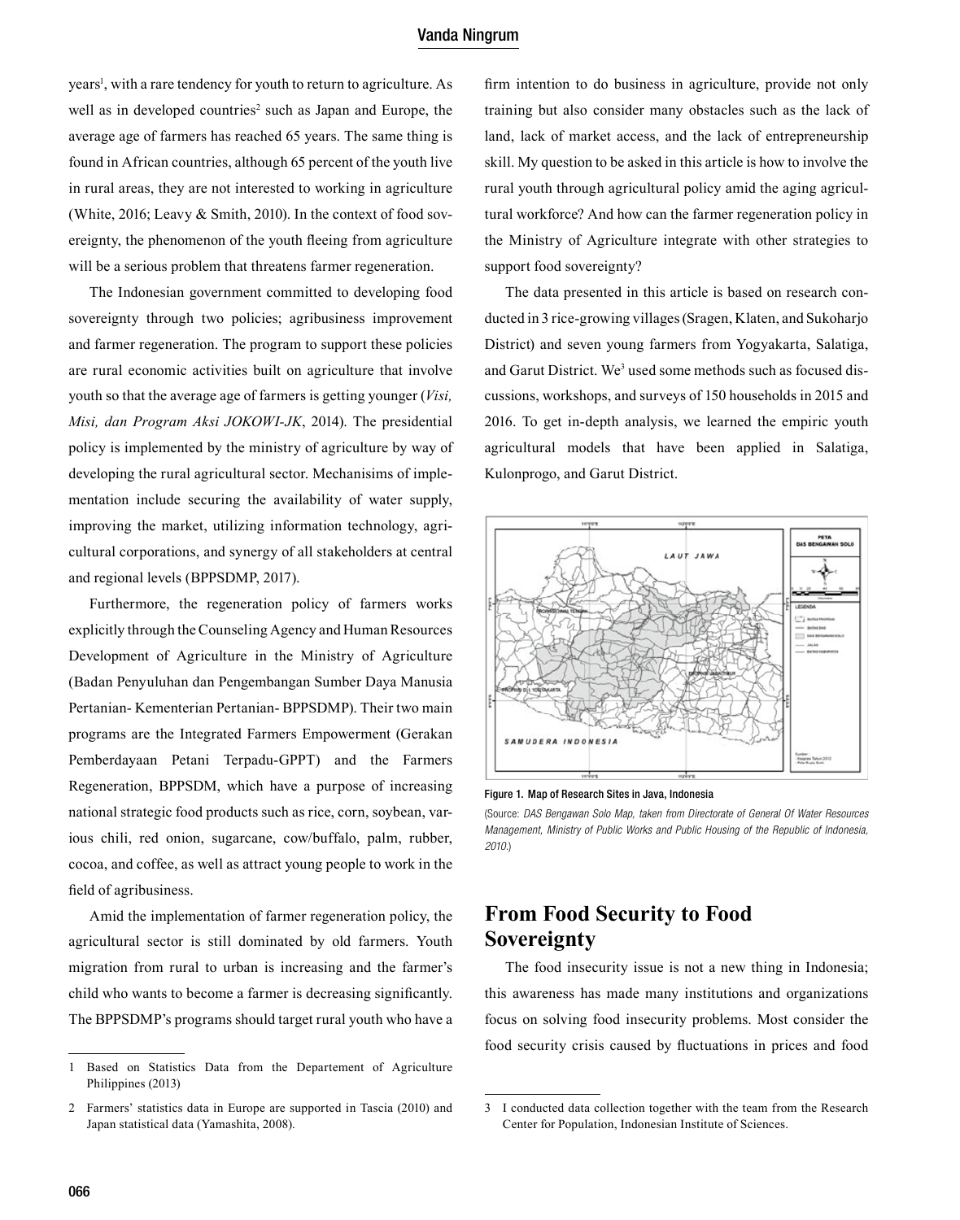years[1], with a rare tendency for youth to return to agriculture. As well as in developed countries[2] such as Japan and Europe, the average age of farmers has reached 65 years. The same thing is found in African countries, although 65 percent of the youth live in rural areas, they are not interested to working in agriculture (White, 2016; Leavy & Smith, 2010). In the context of food sovereignty, the phenomenon of the youth fleeing from agriculture will be a serious problem that threatens farmer regeneration.

The Indonesian government committed to developing food sovereignty through two policies; agribusiness improvement and farmer regeneration. The program to support these policies are rural economic activities built on agriculture that involve youth so that the average age of farmers is getting younger (*Visi, Misi, dan Program Aksi JOKOWI-JK*, 2014). The presidential policy is implemented by the ministry of agriculture by way of developing the rural agricultural sector. Mechanisims of implementation include securing the availability of water supply, improving the market, utilizing information technology, agricultural corporations, and synergy of all stakeholders at central and regional levels (BPPSDMP, 2017).

Furthermore, the regeneration policy of farmers works explicitly through the Counseling Agency and Human Resources Development of Agriculture in the Ministry of Agriculture (Badan Penyuluhan dan Pengembangan Sumber Daya Manusia Pertanian- Kementerian Pertanian- BPPSDMP). Their two main programs are the Integrated Farmers Empowerment (Gerakan Pemberdayaan Petani Terpadu-GPPT) and the Farmers Regeneration, BPPSDM, which have a purpose of increasing national strategic food products such as rice, corn, soybean, various chili, red onion, sugarcane, cow/buffalo, palm, rubber, cocoa, and coffee, as well as attract young people to work in the field of agribusiness.

Amid the implementation of farmer regeneration policy, the agricultural sector is still dominated by old farmers. Youth migration from rural to urban is increasing and the farmer's child who wants to become a farmer is decreasing significantly. The BPPSDMP's programs should target rural youth who have a firm intention to do business in agriculture, provide not only training but also consider many obstacles such as the lack of land, lack of market access, and the lack of entrepreneurship skill. My question to be asked in this article is how to involve the rural youth through agricultural policy amid the aging agricultural workforce? And how can the farmer regeneration policy in the Ministry of Agriculture integrate with other strategies to support food sovereignty?

The data presented in this article is based on research conducted in 3 rice-growing villages (Sragen, Klaten, and Sukoharjo District) and seven young farmers from Yogyakarta, Salatiga, and Garut District. We[3] used some methods such as focused discussions, workshops, and surveys of 150 households in 2015 and 2016. To get in-depth analysis, we learned the empiric youth agricultural models that have been applied in Salatiga, Kulonprogo, and Garut District.

Figure 1. Map of Research Sites in Java, Indonesia

(Source: *DAS Bengawan Solo Map, taken from Directorate of General Of Water Resources Management, Ministry of Public Works and Public Housing of the Republic of Indonesia, 2010.*)

## From Food Security to Food Sovereignty

The food insecurity issue is not a new thing in Indonesia; this awareness has made many institutions and organizations focus on solving food insecurity problems. Most consider the food security crisis caused by fluctuations in prices and food

---

1 Based on Statistics Data from the Departement of Agriculture Philippines (2013)

2 Farmers' statistics data in Europe are supported in Tascia (2010) and Japan statistical data (Yamashita, 2008).

3 I conducted data collection together with the team from the Research Center for Population, Indonesian Institute of Sciences.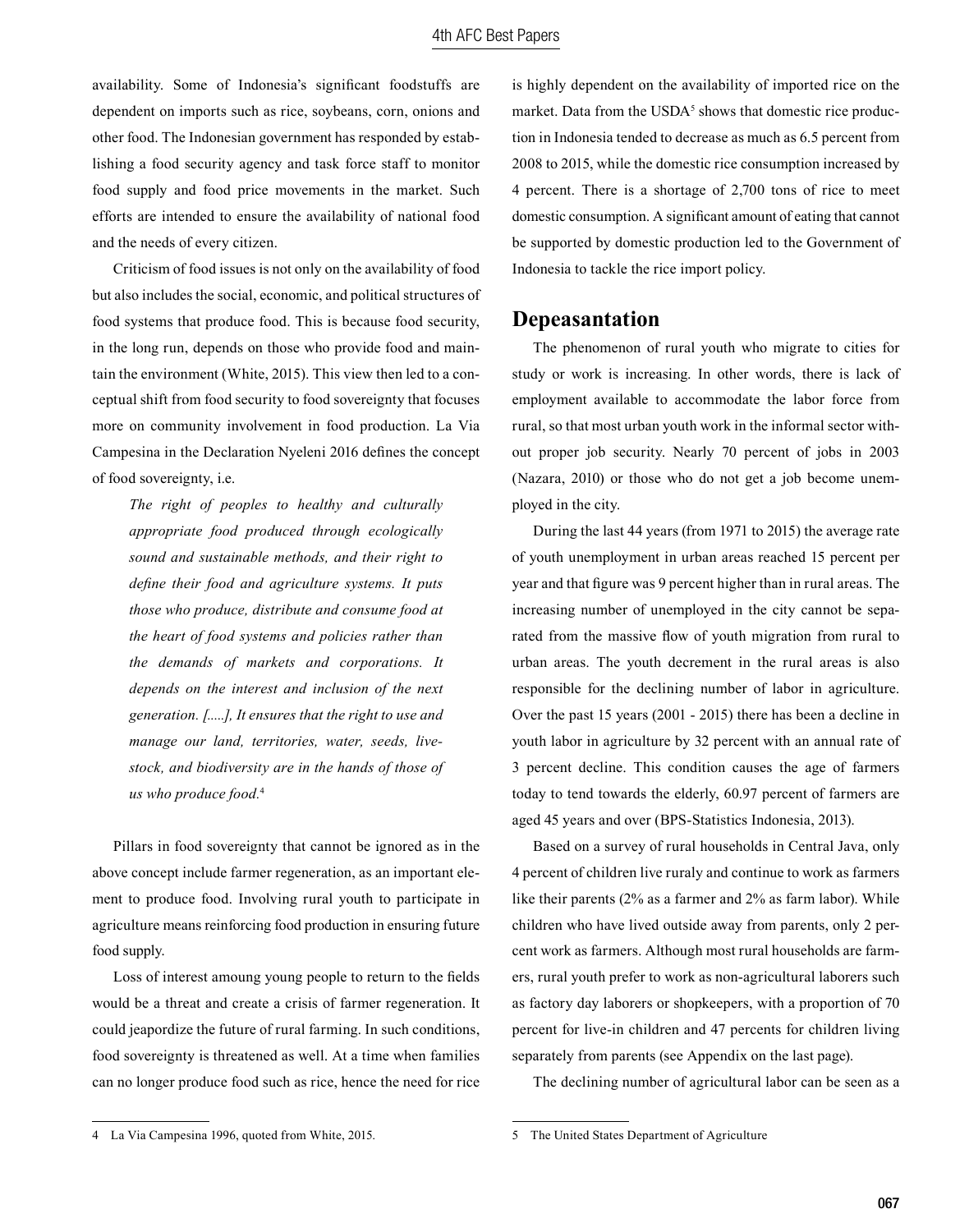availability. Some of Indonesia's significant foodstuffs are dependent on imports such as rice, soybeans, corn, onions and other food. The Indonesian government has responded by establishing a food security agency and task force staff to monitor food supply and food price movements in the market. Such efforts are intended to ensure the availability of national food and the needs of every citizen.

Criticism of food issues is not only on the availability of food but also includes the social, economic, and political structures of food systems that produce food. This is because food security, in the long run, depends on those who provide food and maintain the environment (White, 2015). This view then led to a conceptual shift from food security to food sovereignty that focuses more on community involvement in food production. La Via Campesina in the Declaration Nyeleni 2016 defines the concept of food sovereignty, i.e.

> *The right of peoples to healthy and culturally appropriate food produced through ecologically sound and sustainable methods, and their right to define their food and agriculture systems. It puts those who produce, distribute and consume food at the heart of food systems and policies rather than the demands of markets and corporations. It depends on the interest and inclusion of the next generation. [.....], It ensures that the right to use and manage our land, territories, water, seeds, livestock, and biodiversity are in the hands of those of us who produce food.*[4]

Pillars in food sovereignty that cannot be ignored as in the above concept include farmer regeneration, as an important element to produce food. Involving rural youth to participate in agriculture means reinforcing food production in ensuring future food supply.

Loss of interest amoung young people to return to the fields would be a threat and create a crisis of farmer regeneration. It could jeapordize the future of rural farming. In such conditions, food sovereignty is threatened as well. At a time when families can no longer produce food such as rice, hence the need for rice is highly dependent on the availability of imported rice on the market. Data from the USDA[5] shows that domestic rice production in Indonesia tended to decrease as much as 6.5 percent from 2008 to 2015, while the domestic rice consumption increased by 4 percent. There is a shortage of 2,700 tons of rice to meet domestic consumption. A significant amount of eating that cannot be supported by domestic production led to the Government of Indonesia to tackle the rice import policy.

## Depeasantation

The phenomenon of rural youth who migrate to cities for study or work is increasing. In other words, there is lack of employment available to accommodate the labor force from rural, so that most urban youth work in the informal sector without proper job security. Nearly 70 percent of jobs in 2003 (Nazara, 2010) or those who do not get a job become unemployed in the city.

During the last 44 years (from 1971 to 2015) the average rate of youth unemployment in urban areas reached 15 percent per year and that figure was 9 percent higher than in rural areas. The increasing number of unemployed in the city cannot be separated from the massive flow of youth migration from rural to urban areas. The youth decrement in the rural areas is also responsible for the declining number of labor in agriculture. Over the past 15 years (2001 - 2015) there has been a decline in youth labor in agriculture by 32 percent with an annual rate of 3 percent decline. This condition causes the age of farmers today to tend towards the elderly, 60.97 percent of farmers are aged 45 years and over (BPS-Statistics Indonesia, 2013).

Based on a survey of rural households in Central Java, only 4 percent of children live ruraly and continue to work as farmers like their parents (2% as a farmer and 2% as farm labor). While children who have lived outside away from parents, only 2 percent work as farmers. Although most rural households are farmers, rural youth prefer to work as non-agricultural laborers such as factory day laborers or shopkeepers, with a proportion of 70 percent for live-in children and 47 percents for children living separately from parents (see Appendix on the last page).

The declining number of agricultural labor can be seen as a

---

4 La Via Campesina 1996, quoted from White, 2015.

5 The United States Department of Agriculture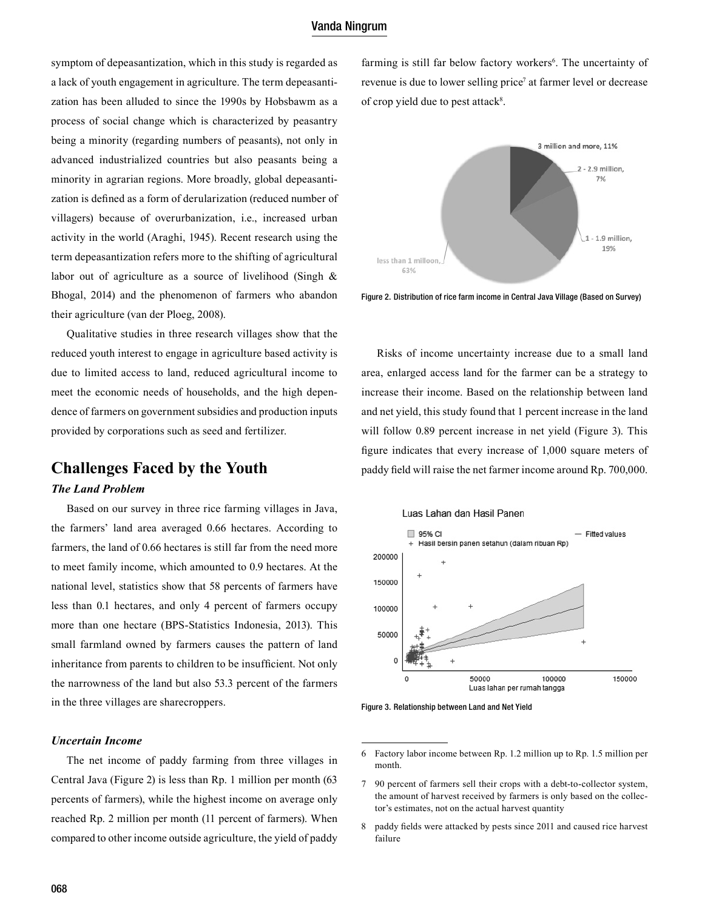symptom of depeasantization, which in this study is regarded as a lack of youth engagement in agriculture. The term depeasantization has been alluded to since the 1990s by Hobsbawm as a process of social change which is characterized by peasantry being a minority (regarding numbers of peasants), not only in advanced industrialized countries but also peasants being a minority in agrarian regions. More broadly, global depeasantization is defined as a form of derularization (reduced number of villagers) because of overurbanization, i.e., increased urban activity in the world (Araghi, 1945). Recent research using the term depeasantization refers more to the shifting of agricultural labor out of agriculture as a source of livelihood (Singh & Bhogal, 2014) and the phenomenon of farmers who abandon their agriculture (van der Ploeg, 2008).

Qualitative studies in three research villages show that the reduced youth interest to engage in agriculture based activity is due to limited access to land, reduced agricultural income to meet the economic needs of households, and the high dependence of farmers on government subsidies and production inputs provided by corporations such as seed and fertilizer.

## Challenges Faced by the Youth

### *The Land Problem*

Based on our survey in three rice farming villages in Java, the farmers' land area averaged 0.66 hectares. According to farmers, the land of 0.66 hectares is still far from the need more to meet family income, which amounted to 0.9 hectares. At the national level, statistics show that 58 percents of farmers have less than 0.1 hectares, and only 4 percent of farmers occupy more than one hectare (BPS-Statistics Indonesia, 2013). This small farmland owned by farmers causes the pattern of land inheritance from parents to children to be insufficient. Not only the narrowness of the land but also 53.3 percent of the farmers in the three villages are sharecroppers.

### *Uncertain Income*

The net income of paddy farming from three villages in Central Java (Figure 2) is less than Rp. 1 million per month (63 percents of farmers), while the highest income on average only reached Rp. 2 million per month (11 percent of farmers). When compared to other income outside agriculture, the yield of paddy farming is still far below factory workers[6]. The uncertainty of revenue is due to lower selling price[7] at farmer level or decrease of crop yield due to pest attack[8].

Figure 2. Distribution of rice farm income in Central Java Village (Based on Survey)

Risks of income uncertainty increase due to a small land area, enlarged access land for the farmer can be a strategy to increase their income. Based on the relationship between land and net yield, this study found that 1 percent increase in the land will follow 0.89 percent increase in net yield (Figure 3). This figure indicates that every increase of 1,000 square meters of paddy field will raise the net farmer income around Rp. 700,000.

Figure 3. Relationship between Land and Net Yield

---

6 Factory labor income between Rp. 1.2 million up to Rp. 1.5 million per month.

7 90 percent of farmers sell their crops with a debt-to-collector system, the amount of harvest received by farmers is only based on the collector's estimates, not on the actual harvest quantity

8 paddy fields were attacked by pests since 2011 and caused rice harvest failure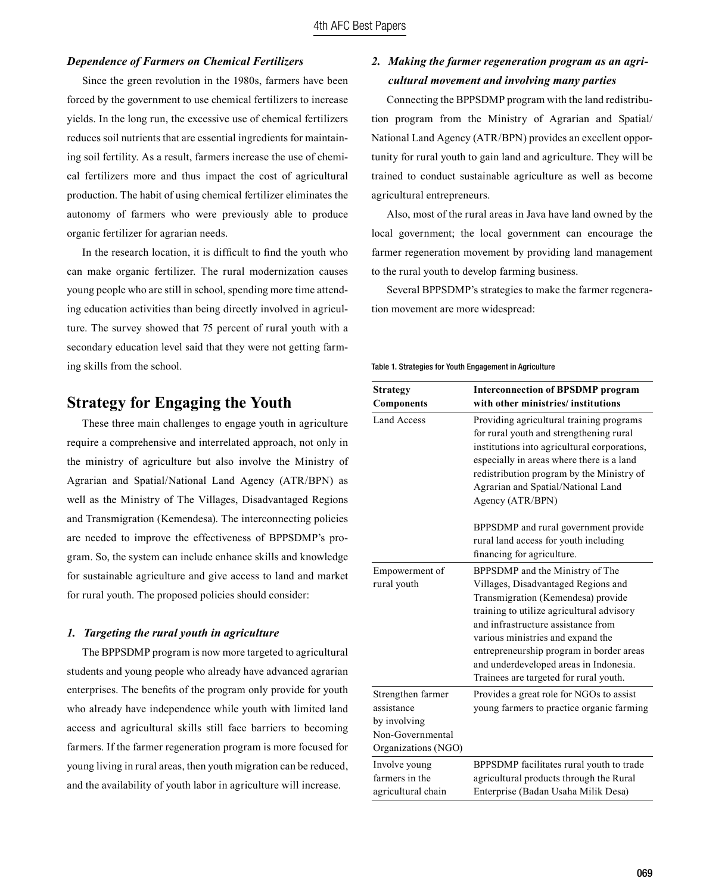### *Dependence of Farmers on Chemical Fertilizers*

Since the green revolution in the 1980s, farmers have been forced by the government to use chemical fertilizers to increase yields. In the long run, the excessive use of chemical fertilizers reduces soil nutrients that are essential ingredients for maintaining soil fertility. As a result, farmers increase the use of chemical fertilizers more and thus impact the cost of agricultural production. The habit of using chemical fertilizer eliminates the autonomy of farmers who were previously able to produce organic fertilizer for agrarian needs.

In the research location, it is difficult to find the youth who can make organic fertilizer. The rural modernization causes young people who are still in school, spending more time attending education activities than being directly involved in agriculture. The survey showed that 75 percent of rural youth with a secondary education level said that they were not getting farming skills from the school.

## Strategy for Engaging the Youth

These three main challenges to engage youth in agriculture require a comprehensive and interrelated approach, not only in the ministry of agriculture but also involve the Ministry of Agrarian and Spatial/National Land Agency (ATR/BPN) as well as the Ministry of The Villages, Disadvantaged Regions and Transmigration (Kemendesa). The interconnecting policies are needed to improve the effectiveness of BPPSDMP's program. So, the system can include enhance skills and knowledge for sustainable agriculture and give access to land and market for rural youth. The proposed policies should consider:

### *1. Targeting the rural youth in agriculture*

The BPPSDMP program is now more targeted to agricultural students and young people who already have advanced agrarian enterprises. The benefits of the program only provide for youth who already have independence while youth with limited land access and agricultural skills still face barriers to becoming farmers. If the farmer regeneration program is more focused for young living in rural areas, then youth migration can be reduced, and the availability of youth labor in agriculture will increase.

### *2. Making the farmer regeneration program as an agricultural movement and involving many parties*

Connecting the BPPSDMP program with the land redistribution program from the Ministry of Agrarian and Spatial/ National Land Agency (ATR/BPN) provides an excellent opportunity for rural youth to gain land and agriculture. They will be trained to conduct sustainable agriculture as well as become agricultural entrepreneurs.

Also, most of the rural areas in Java have land owned by the local government; the local government can encourage the farmer regeneration movement by providing land management to the rural youth to develop farming business.

Several BPPSDMP's strategies to make the farmer regeneration movement are more widespread:

Table 1. Strategies for Youth Engagement in Agriculture

| Strategy Components | Interconnection of BPSDMP program with other ministries/ institutions |
|---|---|
| Land Access | Providing agricultural training programs for rural youth and strengthening rural institutions into agricultural corporations, especially in areas where there is a land redistribution program by the Ministry of Agrarian and Spatial/National Land Agency (ATR/BPN)<br><br>BPPSDMP and rural government provide rural land access for youth including financing for agriculture. |
| Empowerment of rural youth | BPPSDMP and the Ministry of The Villages, Disadvantaged Regions and Transmigration (Kemendesa) provide training to utilize agricultural advisory and infrastructure assistance from various ministries and expand the entrepreneurship program in border areas and underdeveloped areas in Indonesia. Trainees are targeted for rural youth. |
| Strengthen farmer assistance by involving Non-Governmental Organizations (NGO) | Provides a great role for NGOs to assist young farmers to practice organic farming |
| Involve young farmers in the agricultural chain | BPPSDMP facilitates rural youth to trade agricultural products through the Rural Enterprise (Badan Usaha Milik Desa) |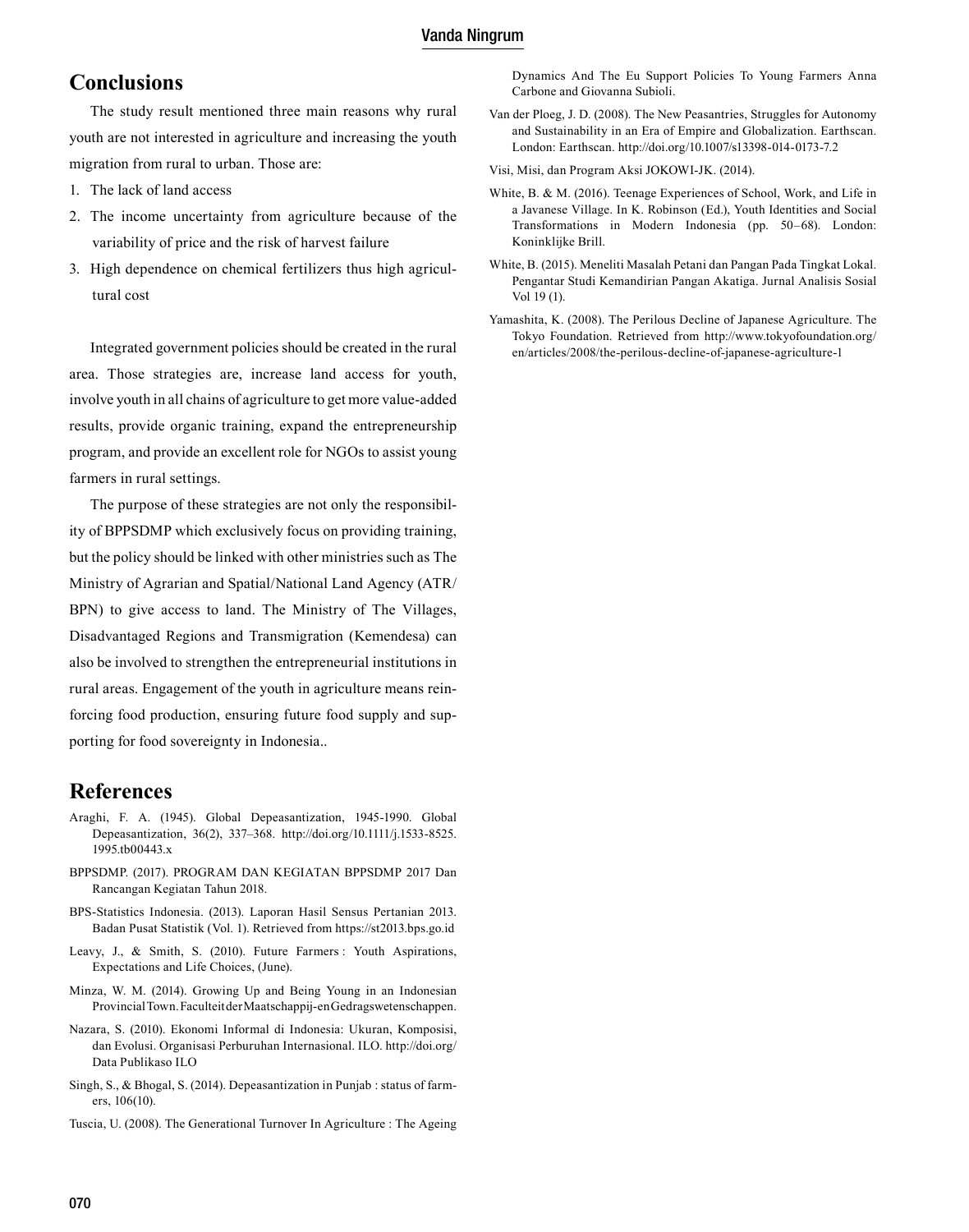## Conclusions

The study result mentioned three main reasons why rural youth are not interested in agriculture and increasing the youth migration from rural to urban. Those are:

1. The lack of land access
2. The income uncertainty from agriculture because of the variability of price and the risk of harvest failure
3. High dependence on chemical fertilizers thus high agricultural cost

Integrated government policies should be created in the rural area. Those strategies are, increase land access for youth, involve youth in all chains of agriculture to get more value-added results, provide organic training, expand the entrepreneurship program, and provide an excellent role for NGOs to assist young farmers in rural settings.

The purpose of these strategies are not only the responsibility of BPPSDMP which exclusively focus on providing training, but the policy should be linked with other ministries such as The Ministry of Agrarian and Spatial/National Land Agency (ATR/BPN) to give access to land. The Ministry of The Villages, Disadvantaged Regions and Transmigration (Kemendesa) can also be involved to strengthen the entrepreneurial institutions in rural areas. Engagement of the youth in agriculture means reinforcing food production, ensuring future food supply and supporting for food sovereignty in Indonesia..

## References

Araghi, F. A. (1945). Global Depeasantization, 1945-1990. Global Depeasantization, 36(2), 337–368. http://doi.org/10.1111/j.1533-8525.1995.tb00443.x

BPPSDMP. (2017). PROGRAM DAN KEGIATAN BPPSDMP 2017 Dan Rancangan Kegiatan Tahun 2018.

BPS-Statistics Indonesia. (2013). Laporan Hasil Sensus Pertanian 2013. Badan Pusat Statistik (Vol. 1). Retrieved from https://st2013.bps.go.id

Leavy, J., & Smith, S. (2010). Future Farmers : Youth Aspirations, Expectations and Life Choices, (June).

Minza, W. M. (2014). Growing Up and Being Young in an Indonesian Provincial Town. Faculteit der Maatschappij-en Gedragswetenschappen.

Nazara, S. (2010). Ekonomi Informal di Indonesia: Ukuran, Komposisi, dan Evolusi. Organisasi Perburuhan Internasional. ILO. http://doi.org/Data Publikaso ILO

Singh, S., & Bhogal, S. (2014). Depeasantization in Punjab : status of farmers, 106(10).

Tuscia, U. (2008). The Generational Turnover In Agriculture : The Ageing Dynamics And The Eu Support Policies To Young Farmers Anna Carbone and Giovanna Subioli.

Van der Ploeg, J. D. (2008). The New Peasantries, Struggles for Autonomy and Sustainability in an Era of Empire and Globalization. Earthscan. London: Earthscan. http://doi.org/10.1007/s13398-014-0173-7.2

Visi, Misi, dan Program Aksi JOKOWI-JK. (2014).

White, B. & M. (2016). Teenage Experiences of School, Work, and Life in a Javanese Village. In K. Robinson (Ed.), Youth Identities and Social Transformations in Modern Indonesia (pp. 50–68). London: Koninklijke Brill.

White, B. (2015). Meneliti Masalah Petani dan Pangan Pada Tingkat Lokal. Pengantar Studi Kemandirian Pangan Akatiga. Jurnal Analisis Sosial Vol 19 (1).

Yamashita, K. (2008). The Perilous Decline of Japanese Agriculture. The Tokyo Foundation. Retrieved from http://www.tokyofoundation.org/en/articles/2008/the-perilous-decline-of-japanese-agriculture-1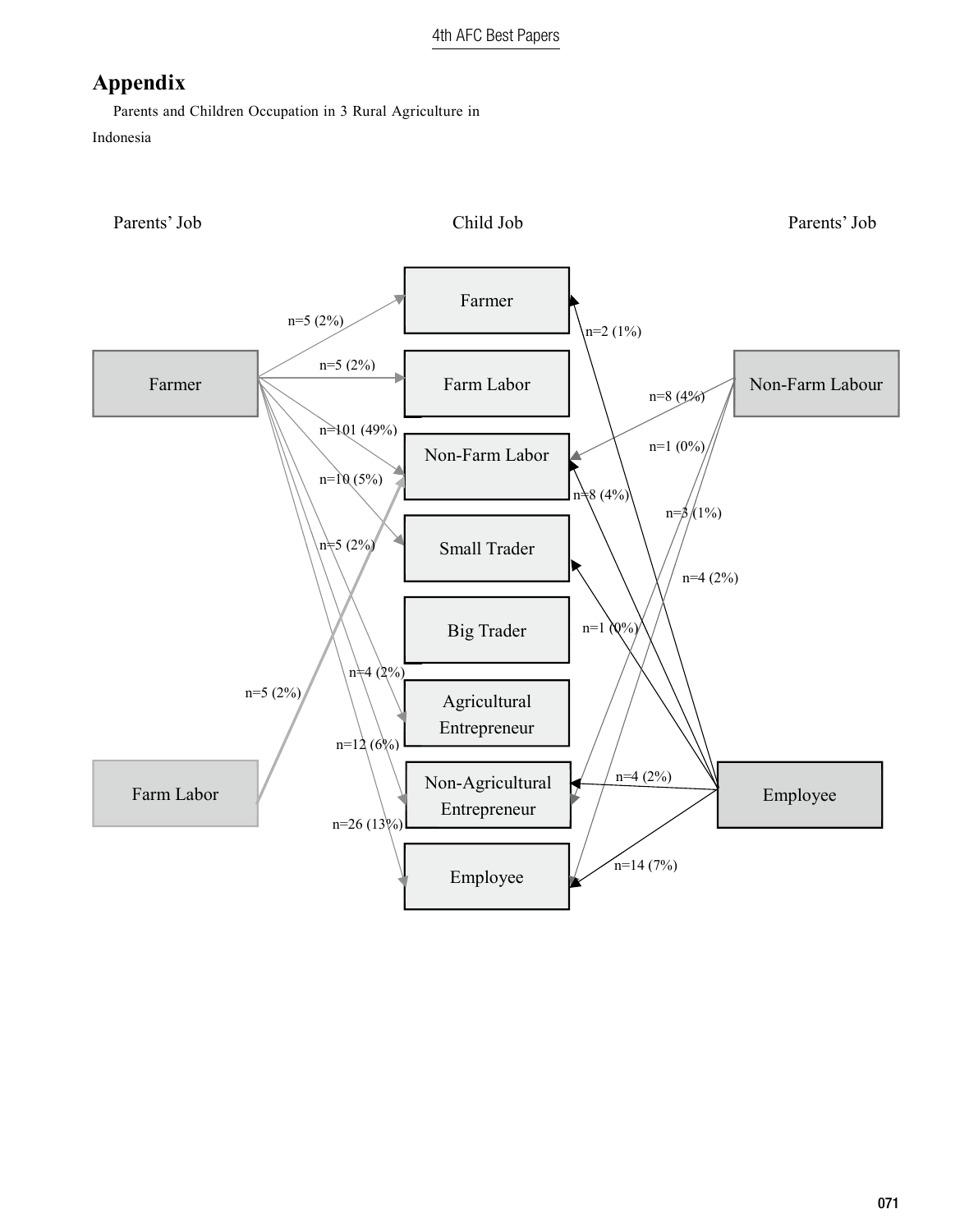# Appendix

Parents and Children Occupation in 3 Rural Agriculture in Indonesia

Parents' Job

Child Job

Parents' Job

Farmer

Farm Labor

Non-Farm Labor

Small Trader

Big Trader

Agricultural Entrepreneur

Non-Agricultural Entrepreneur

Employee

Farmer

Farm Labor

Non-Farm Labour

Employee

n=5 (2%)

n=5 (2%)

n=101 (49%)

n=10 (5%)

n=5 (2%)

n=4 (2%)

n=12 (6%)

n=26 (13%)

n=5 (2%)

n=2 (1%)

n=8 (4%)

n=1 (0%)

n=8 (4%)

n=3 (1%)

n=4 (2%)

n=1 (0%)

n=4 (2%)

n=14 (7%)